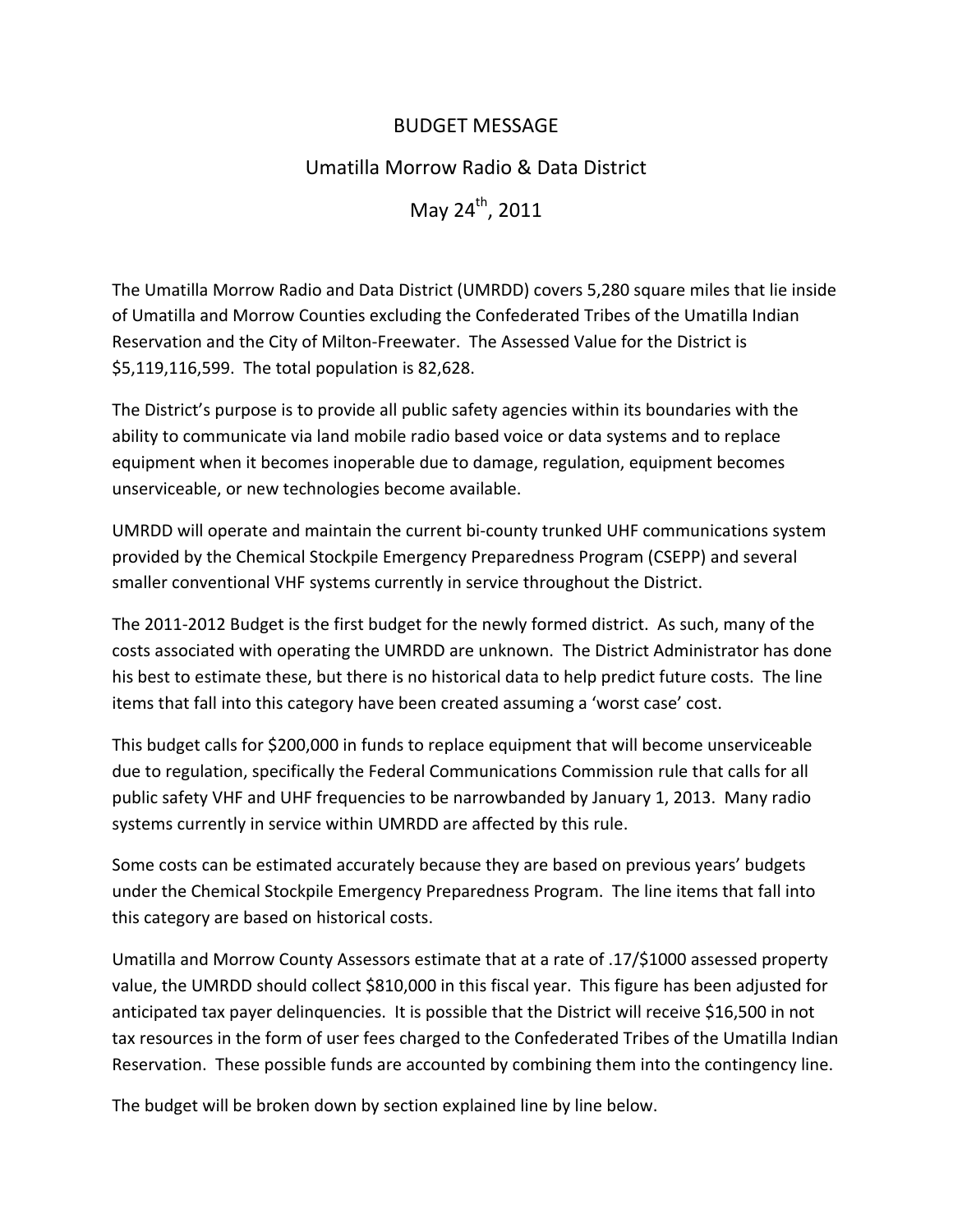# BUDGET MESSAGE

## Umatilla Morrow Radio & Data District

## May 24th, 2011

The Umatilla Morrow Radio and Data District (UMRDD) covers 5,280 square miles that lie inside of Umatilla and Morrow Counties excluding the Confederated Tribes of the Umatilla Indian Reservation and the City of Milton-Freewater. The Assessed Value for the District is $5,119,116,599. The total population is 82,628.

The District's purpose is to provide all public safety agencies within its boundaries with the ability to communicate via land mobile radio based voice or data systems and to replace equipment when it becomes inoperable due to damage, regulation, equipment becomes unserviceable, or new technologies become available.

UMRDD will operate and maintain the current bi-county trunked UHF communications system provided by the Chemical Stockpile Emergency Preparedness Program (CSEPP) and several smaller conventional VHF systems currently in service throughout the District.

The 2011-2012 Budget is the first budget for the newly formed district. As such, many of the costs associated with operating the UMRDD are unknown. The District Administrator has done his best to estimate these, but there is no historical data to help predict future costs. The line items that fall into this category have been created assuming a 'worst case' cost.

This budget calls for $200,000 in funds to replace equipment that will become unserviceable due to regulation, specifically the Federal Communications Commission rule that calls for all public safety VHF and UHF frequencies to be narrowbanded by January 1, 2013. Many radio systems currently in service within UMRDD are affected by this rule.

Some costs can be estimated accurately because they are based on previous years' budgets under the Chemical Stockpile Emergency Preparedness Program. The line items that fall into this category are based on historical costs.

Umatilla and Morrow County Assessors estimate that at a rate of .17/$1000 assessed property value, the UMRDD should collect $810,000 in this fiscal year. This figure has been adjusted for anticipated tax payer delinquencies. It is possible that the District will receive $16,500 in not tax resources in the form of user fees charged to the Confederated Tribes of the Umatilla Indian Reservation. These possible funds are accounted by combining them into the contingency line.

The budget will be broken down by section explained line by line below.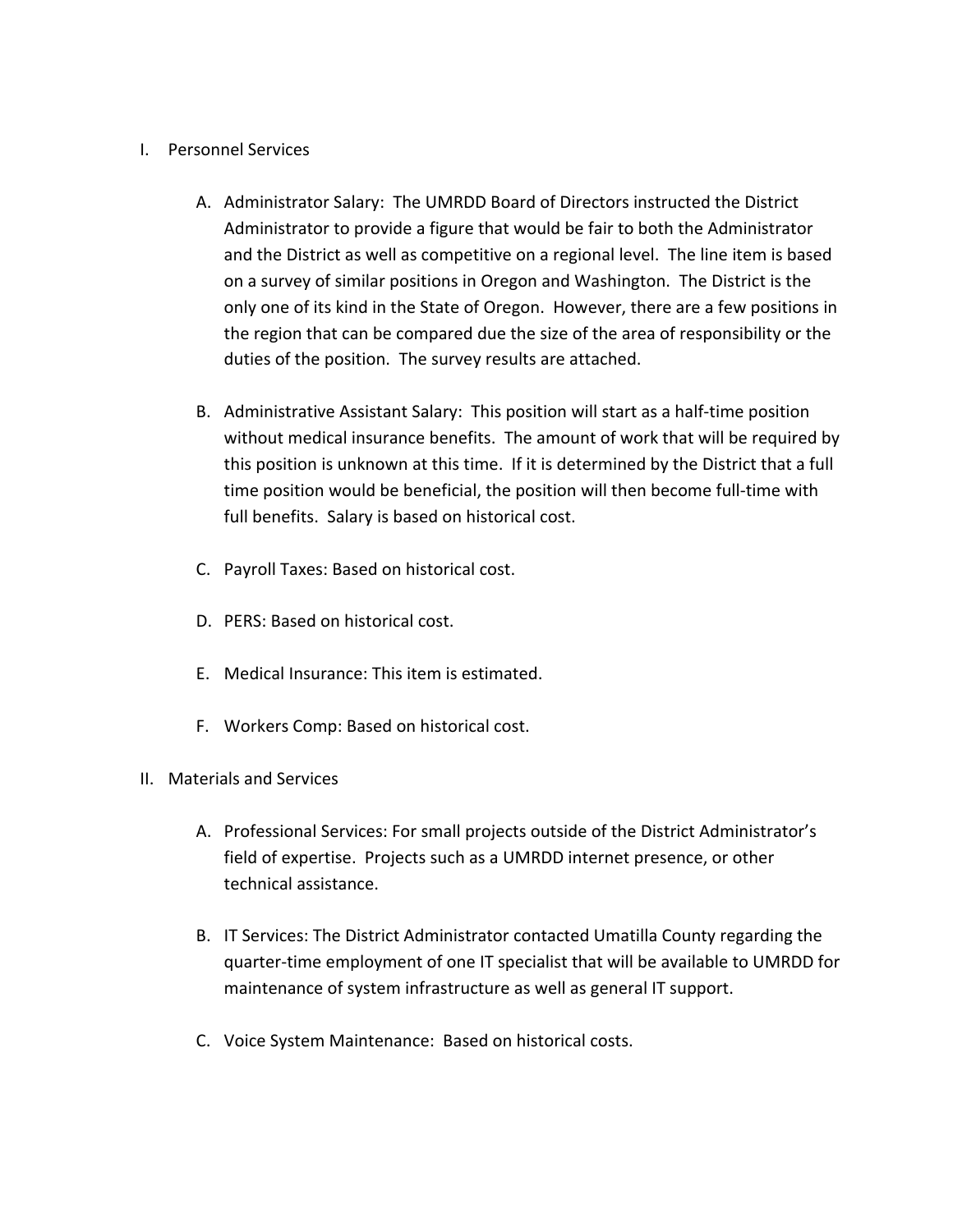I. Personnel Services

   A. Administrator Salary: The UMRDD Board of Directors instructed the District Administrator to provide a figure that would be fair to both the Administrator and the District as well as competitive on a regional level. The line item is based on a survey of similar positions in Oregon and Washington. The District is the only one of its kind in the State of Oregon. However, there are a few positions in the region that can be compared due the size of the area of responsibility or the duties of the position. The survey results are attached.

   B. Administrative Assistant Salary: This position will start as a half-time position without medical insurance benefits. The amount of work that will be required by this position is unknown at this time. If it is determined by the District that a full time position would be beneficial, the position will then become full-time with full benefits. Salary is based on historical cost.

   C. Payroll Taxes: Based on historical cost.

   D. PERS: Based on historical cost.

   E. Medical Insurance: This item is estimated.

   F. Workers Comp: Based on historical cost.

II. Materials and Services

   A. Professional Services: For small projects outside of the District Administrator's field of expertise. Projects such as a UMRDD internet presence, or other technical assistance.

   B. IT Services: The District Administrator contacted Umatilla County regarding the quarter-time employment of one IT specialist that will be available to UMRDD for maintenance of system infrastructure as well as general IT support.

   C. Voice System Maintenance: Based on historical costs.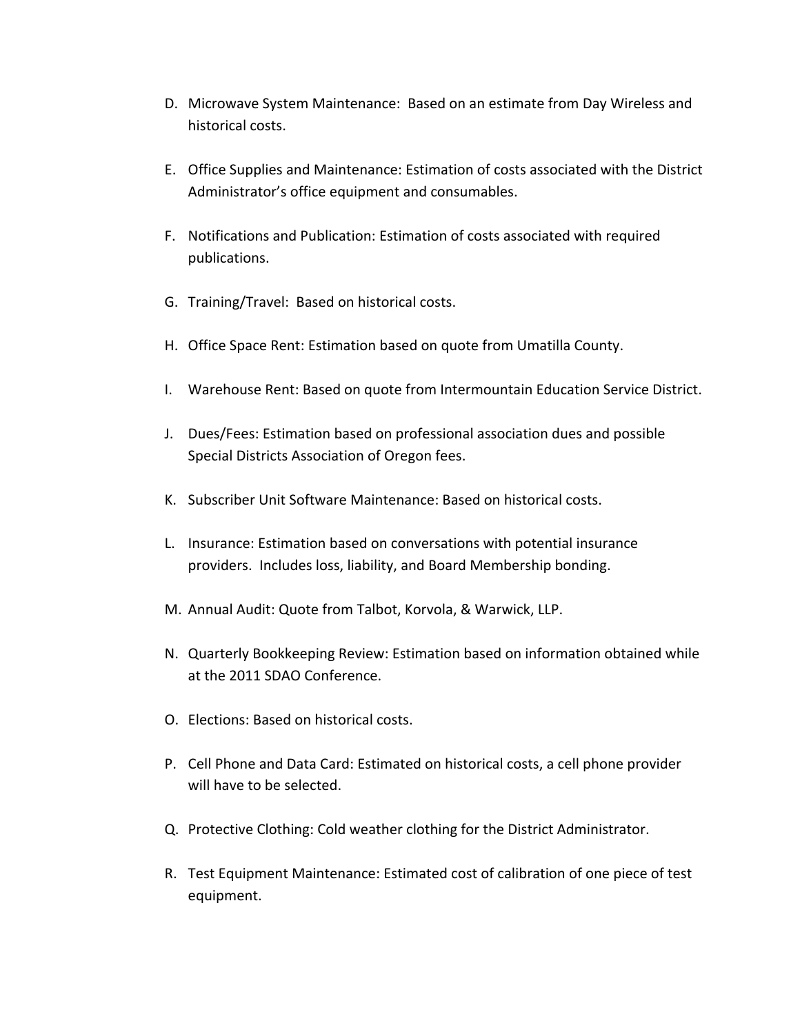D. Microwave System Maintenance: Based on an estimate from Day Wireless and historical costs.

E. Office Supplies and Maintenance: Estimation of costs associated with the District Administrator's office equipment and consumables.

F. Notifications and Publication: Estimation of costs associated with required publications.

G. Training/Travel: Based on historical costs.

H. Office Space Rent: Estimation based on quote from Umatilla County.

I. Warehouse Rent: Based on quote from Intermountain Education Service District.

J. Dues/Fees: Estimation based on professional association dues and possible Special Districts Association of Oregon fees.

K. Subscriber Unit Software Maintenance: Based on historical costs.

L. Insurance: Estimation based on conversations with potential insurance providers. Includes loss, liability, and Board Membership bonding.

M. Annual Audit: Quote from Talbot, Korvola, & Warwick, LLP.

N. Quarterly Bookkeeping Review: Estimation based on information obtained while at the 2011 SDAO Conference.

O. Elections: Based on historical costs.

P. Cell Phone and Data Card: Estimated on historical costs, a cell phone provider will have to be selected.

Q. Protective Clothing: Cold weather clothing for the District Administrator.

R. Test Equipment Maintenance: Estimated cost of calibration of one piece of test equipment.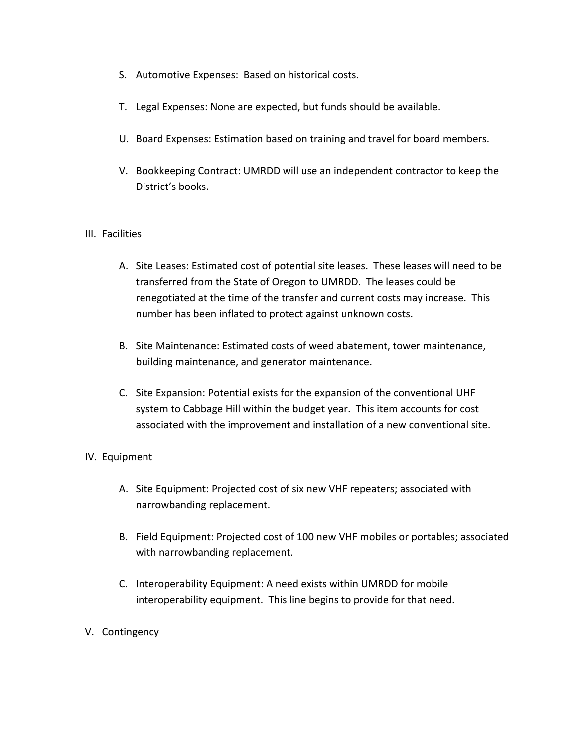S. Automotive Expenses: Based on historical costs.

T. Legal Expenses: None are expected, but funds should be available.

U. Board Expenses: Estimation based on training and travel for board members.

V. Bookkeeping Contract: UMRDD will use an independent contractor to keep the District's books.

III. Facilities

A. Site Leases: Estimated cost of potential site leases. These leases will need to be transferred from the State of Oregon to UMRDD. The leases could be renegotiated at the time of the transfer and current costs may increase. This number has been inflated to protect against unknown costs.

B. Site Maintenance: Estimated costs of weed abatement, tower maintenance, building maintenance, and generator maintenance.

C. Site Expansion: Potential exists for the expansion of the conventional UHF system to Cabbage Hill within the budget year. This item accounts for cost associated with the improvement and installation of a new conventional site.

IV. Equipment

A. Site Equipment: Projected cost of six new VHF repeaters; associated with narrowbanding replacement.

B. Field Equipment: Projected cost of 100 new VHF mobiles or portables; associated with narrowbanding replacement.

C. Interoperability Equipment: A need exists within UMRDD for mobile interoperability equipment. This line begins to provide for that need.

V. Contingency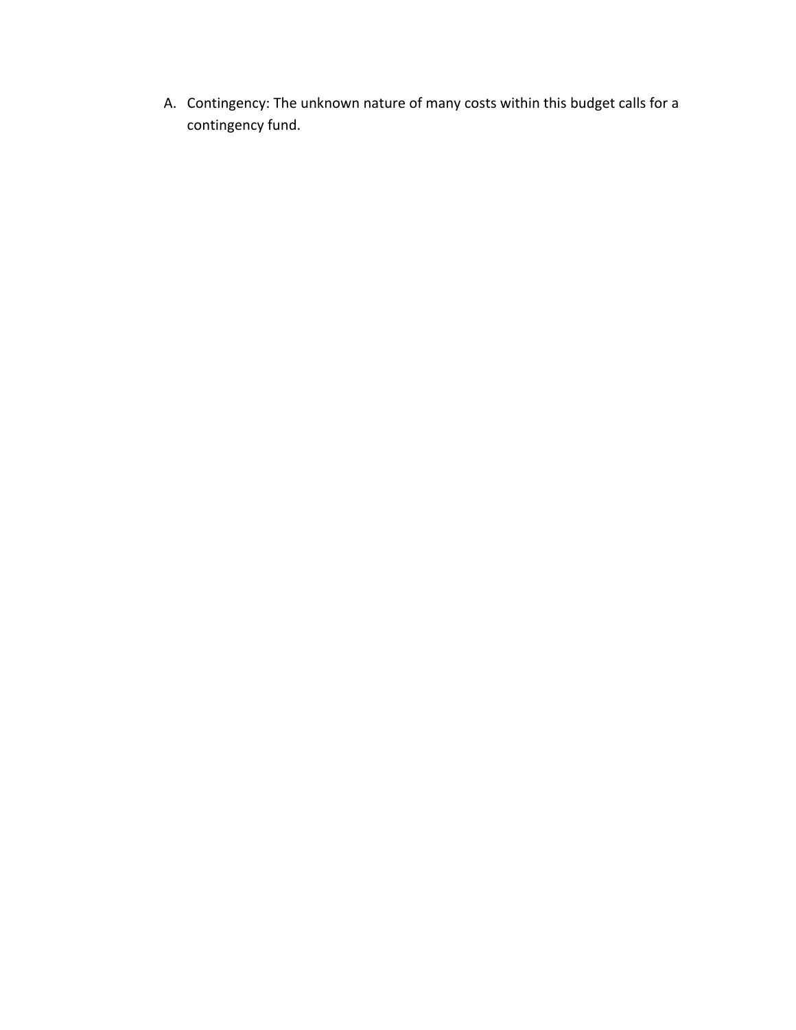A. Contingency: The unknown nature of many costs within this budget calls for a contingency fund.